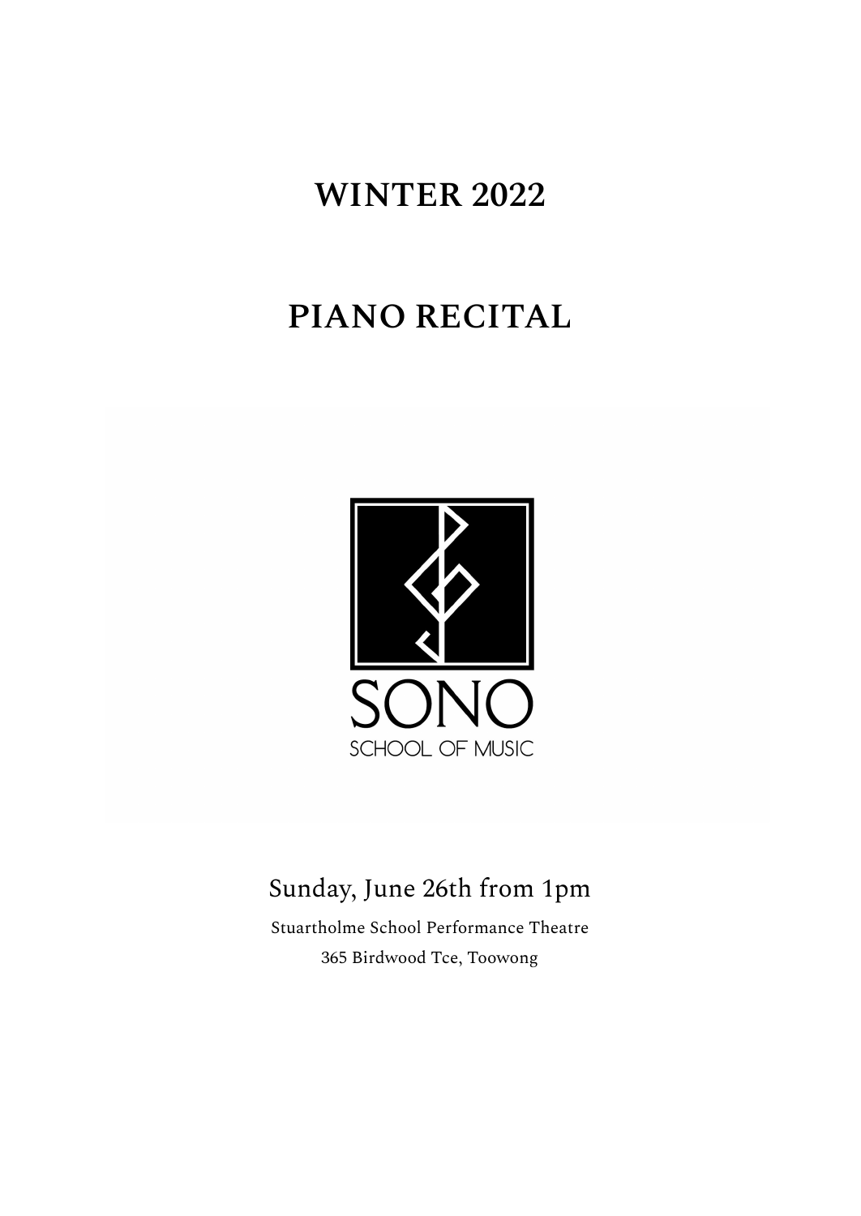# WINTER 2022

# PIANO RECITAL

SONO

SCHOOL OF MUSIC

Sunday, June 26th from 1pm

Stuartholme School Performance Theatre

365 Birdwood Tce, Toowong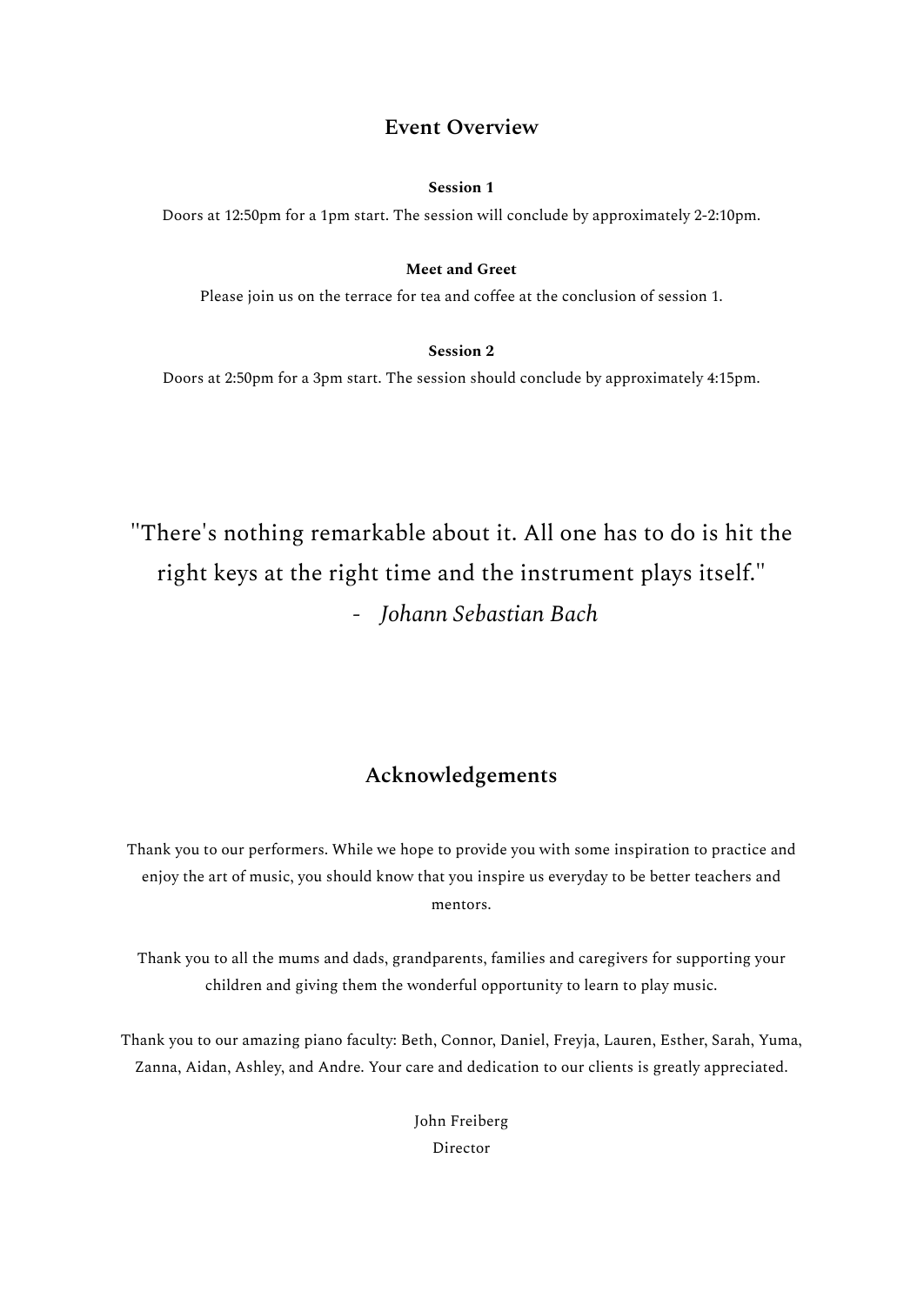## Event Overview

**Session 1**

Doors at 12:50pm for a 1pm start. The session will conclude by approximately 2-2:10pm.

**Meet and Greet**

Please join us on the terrace for tea and coffee at the conclusion of session 1.

**Session 2**

Doors at 2:50pm for a 3pm start. The session should conclude by approximately 4:15pm.

"There's nothing remarkable about it. All one has to do is hit the right keys at the right time and the instrument plays itself."

\- *Johann Sebastian Bach*

## Acknowledgements

Thank you to our performers. While we hope to provide you with some inspiration to practice and enjoy the art of music, you should know that you inspire us everyday to be better teachers and mentors.

Thank you to all the mums and dads, grandparents, families and caregivers for supporting your children and giving them the wonderful opportunity to learn to play music.

Thank you to our amazing piano faculty: Beth, Connor, Daniel, Freyja, Lauren, Esther, Sarah, Yuma, Zanna, Aidan, Ashley, and Andre. Your care and dedication to our clients is greatly appreciated.

John Freiberg
Director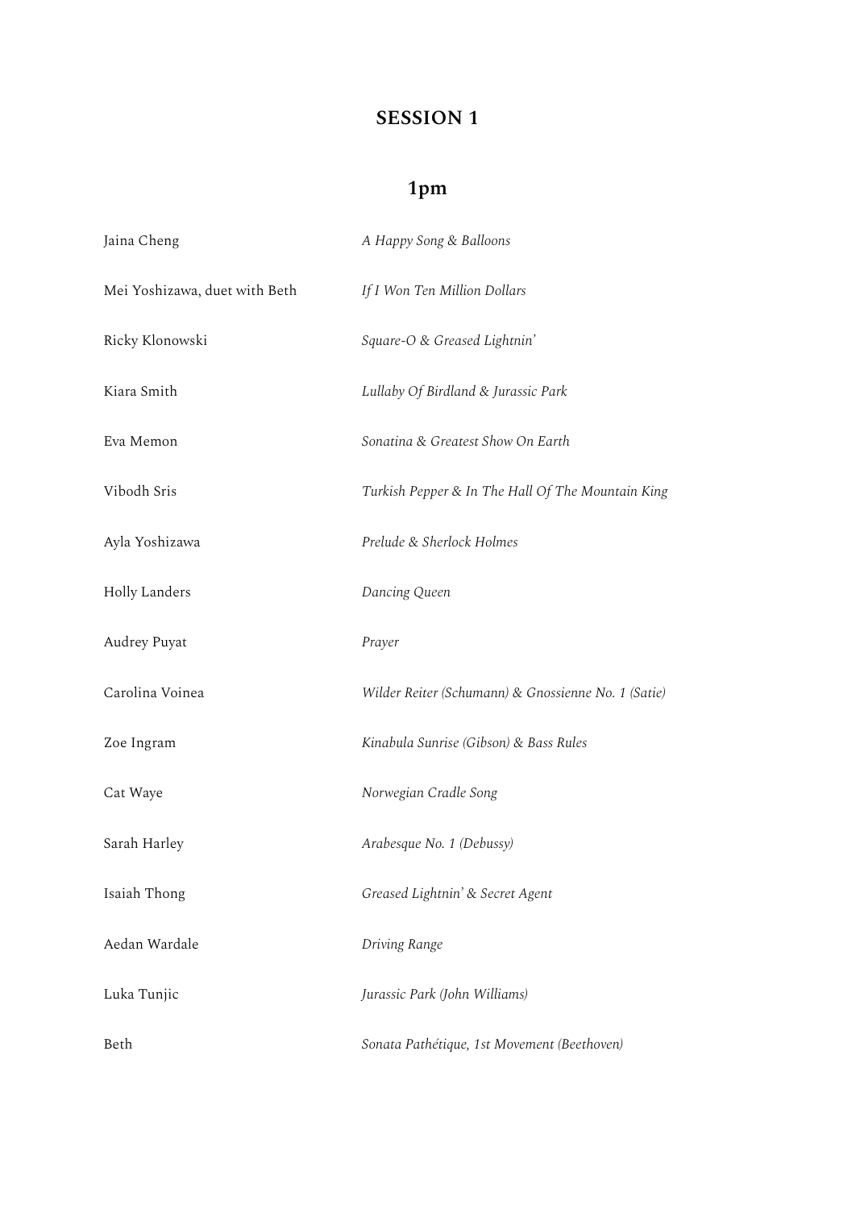# SESSION 1

## 1pm

| | |
|---|---|
| Jaina Cheng | *A Happy Song & Balloons* |
| Mei Yoshizawa, duet with Beth | *If I Won Ten Million Dollars* |
| Ricky Klonowski | *Square-O & Greased Lightnin'* |
| Kiara Smith | *Lullaby Of Birdland & Jurassic Park* |
| Eva Memon | *Sonatina & Greatest Show On Earth* |
| Vibodh Sris | *Turkish Pepper & In The Hall Of The Mountain King* |
| Ayla Yoshizawa | *Prelude & Sherlock Holmes* |
| Holly Landers | *Dancing Queen* |
| Audrey Puyat | *Prayer* |
| Carolina Voinea | *Wilder Reiter (Schumann) & Gnossienne No. 1 (Satie)* |
| Zoe Ingram | *Kinabula Sunrise (Gibson) & Bass Rules* |
| Cat Waye | *Norwegian Cradle Song* |
| Sarah Harley | *Arabesque No. 1 (Debussy)* |
| Isaiah Thong | *Greased Lightnin' & Secret Agent* |
| Aedan Wardale | *Driving Range* |
| Luka Tunjic | *Jurassic Park (John Williams)* |
| Beth | *Sonata Pathétique, 1st Movement (Beethoven)* |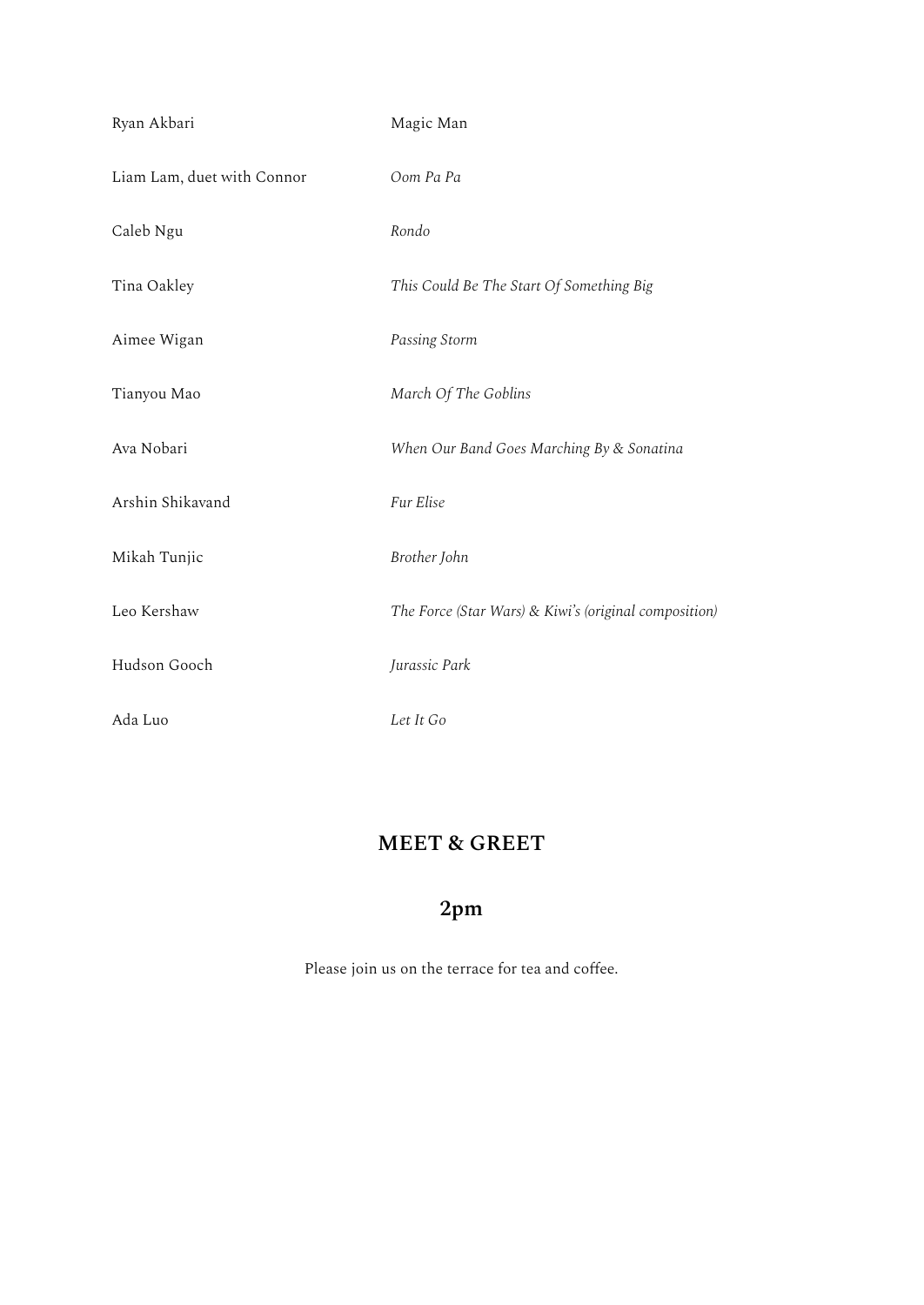| | |
|---|---|
| Ryan Akbari | Magic Man |
| Liam Lam, duet with Connor | *Oom Pa Pa* |
| Caleb Ngu | *Rondo* |
| Tina Oakley | *This Could Be The Start Of Something Big* |
| Aimee Wigan | *Passing Storm* |
| Tianyou Mao | *March Of The Goblins* |
| Ava Nobari | *When Our Band Goes Marching By & Sonatina* |
| Arshin Shikavand | *Fur Elise* |
| Mikah Tunjic | *Brother John* |
| Leo Kershaw | *The Force (Star Wars) & Kiwi's (original composition)* |
| Hudson Gooch | *Jurassic Park* |
| Ada Luo | *Let It Go* |

## MEET & GREET

## 2pm

Please join us on the terrace for tea and coffee.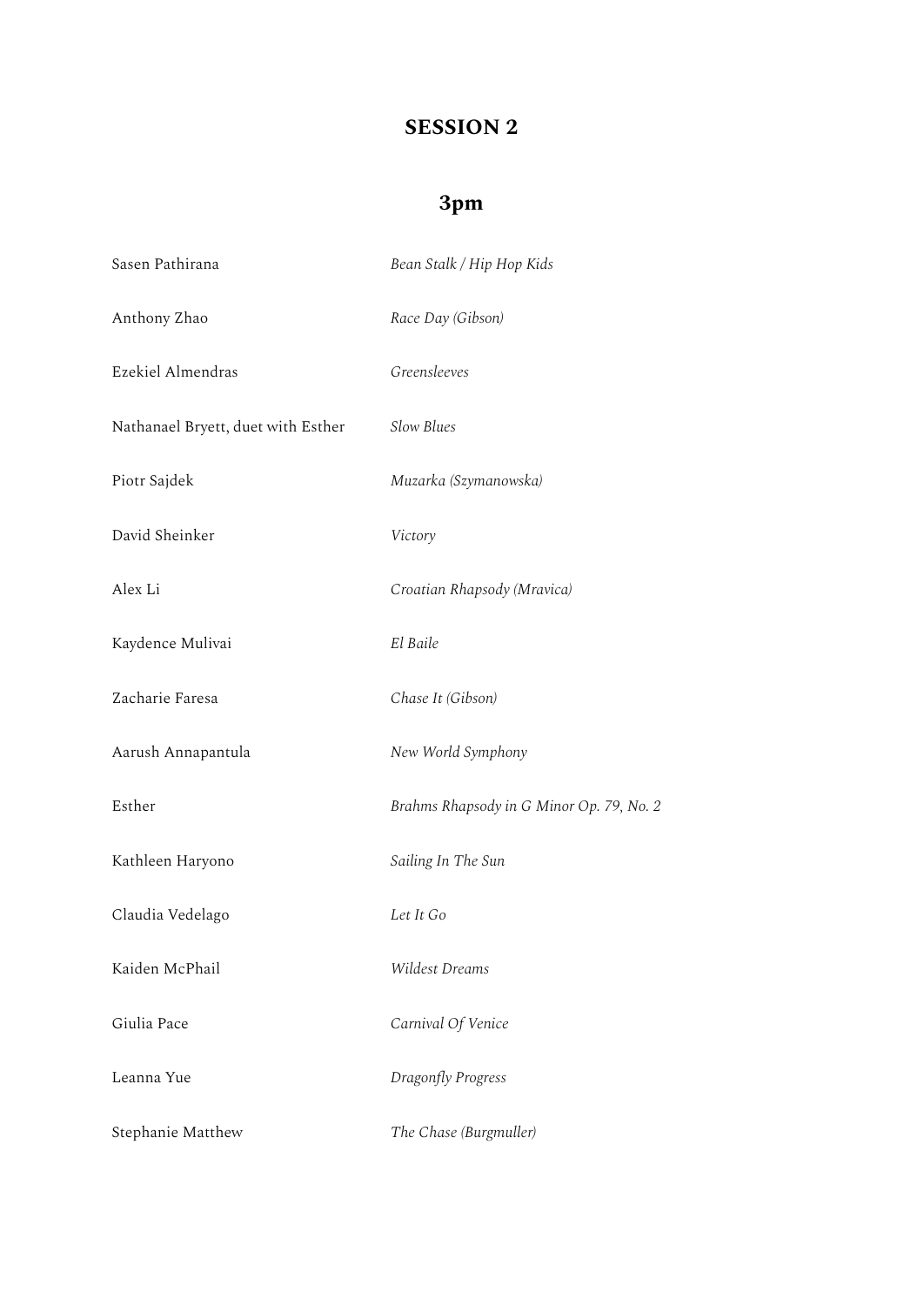## SESSION 2

## 3pm

| | |
|---|---|
| Sasen Pathirana | *Bean Stalk / Hip Hop Kids* |
| Anthony Zhao | *Race Day (Gibson)* |
| Ezekiel Almendras | *Greensleeves* |
| Nathanael Bryett, duet with Esther | *Slow Blues* |
| Piotr Sajdek | *Muzarka (Szymanowska)* |
| David Sheinker | *Victory* |
| Alex Li | *Croatian Rhapsody (Mravica)* |
| Kaydence Mulivai | *El Baile* |
| Zacharie Faresa | *Chase It (Gibson)* |
| Aarush Annapantula | *New World Symphony* |
| Esther | *Brahms Rhapsody in G Minor Op. 79, No. 2* |
| Kathleen Haryono | *Sailing In The Sun* |
| Claudia Vedelago | *Let It Go* |
| Kaiden McPhail | *Wildest Dreams* |
| Giulia Pace | *Carnival Of Venice* |
| Leanna Yue | *Dragonfly Progress* |
| Stephanie Matthew | *The Chase (Burgmuller)* |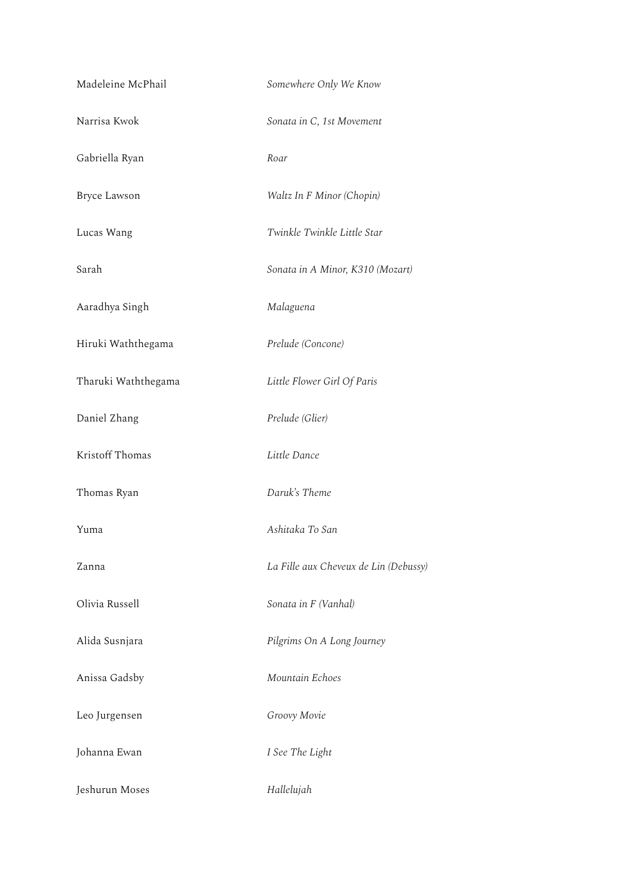| | |
|---|---|
| Madeleine McPhail | *Somewhere Only We Know* |
| Narrisa Kwok | *Sonata in C, 1st Movement* |
| Gabriella Ryan | *Roar* |
| Bryce Lawson | *Waltz In F Minor (Chopin)* |
| Lucas Wang | *Twinkle Twinkle Little Star* |
| Sarah | *Sonata in A Minor, K310 (Mozart)* |
| Aaradhya Singh | *Malaguena* |
| Hiruki Waththegama | *Prelude (Concone)* |
| Tharuki Waththegama | *Little Flower Girl Of Paris* |
| Daniel Zhang | *Prelude (Glier)* |
| Kristoff Thomas | *Little Dance* |
| Thomas Ryan | *Daruk's Theme* |
| Yuma | *Ashitaka To San* |
| Zanna | *La Fille aux Cheveux de Lin (Debussy)* |
| Olivia Russell | *Sonata in F (Vanhal)* |
| Alida Susnjara | *Pilgrims On A Long Journey* |
| Anissa Gadsby | *Mountain Echoes* |
| Leo Jurgensen | *Groovy Movie* |
| Johanna Ewan | *I See The Light* |
| Jeshurun Moses | *Hallelujah* |